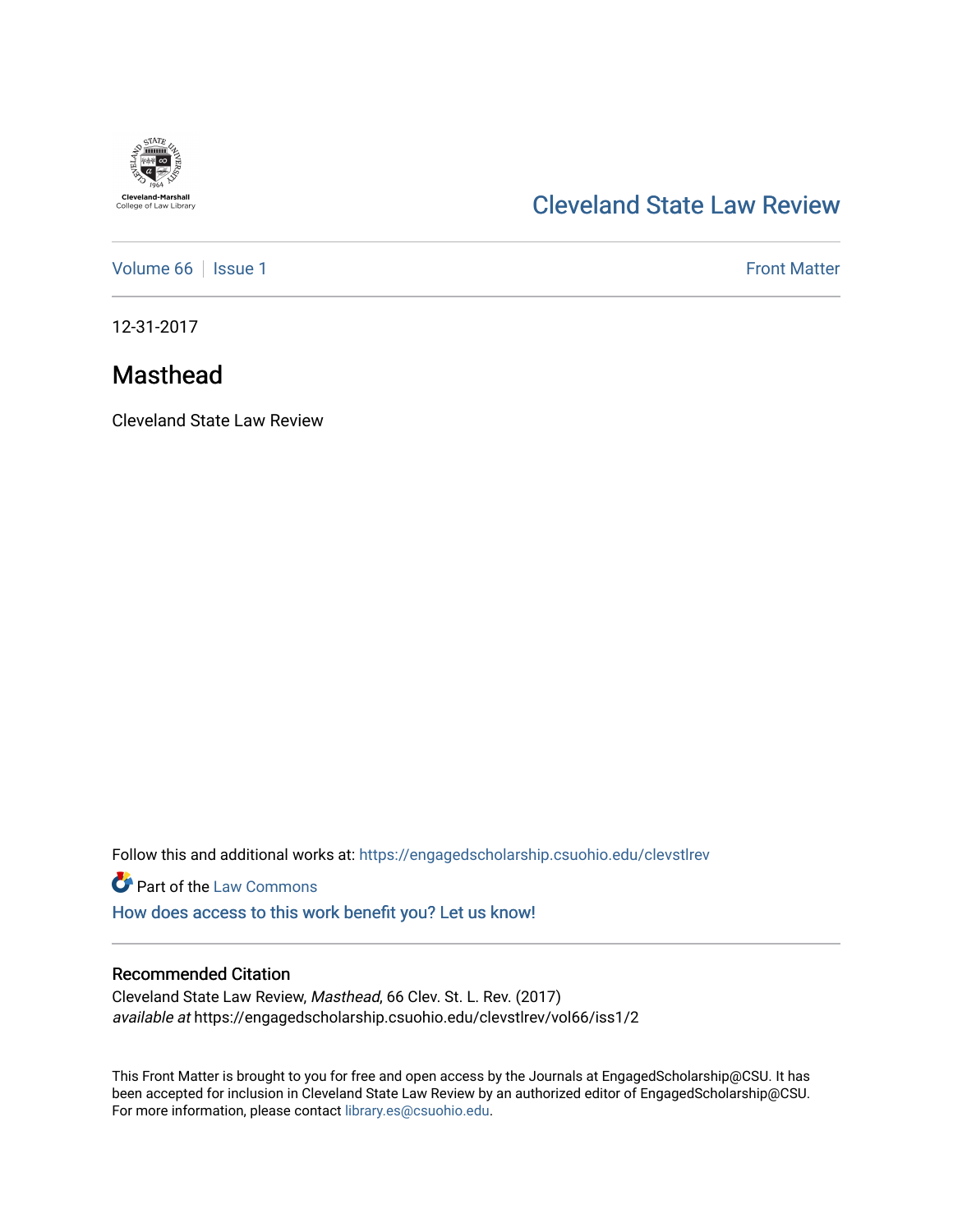Cleveland-Marshall College of Law Library

# Cleveland State Law Review

Volume 66 | Issue 1 — Front Matter

12-31-2017

## Masthead

Cleveland State Law Review

Follow this and additional works at: https://engagedscholarship.csuohio.edu/clevstlrev

Part of the Law Commons

How does access to this work benefit you? Let us know!

### Recommended Citation

Cleveland State Law Review, *Masthead*, 66 Clev. St. L. Rev. (2017)
*available at* https://engagedscholarship.csuohio.edu/clevstlrev/vol66/iss1/2

This Front Matter is brought to you for free and open access by the Journals at EngagedScholarship@CSU. It has been accepted for inclusion in Cleveland State Law Review by an authorized editor of EngagedScholarship@CSU. For more information, please contact library.es@csuohio.edu.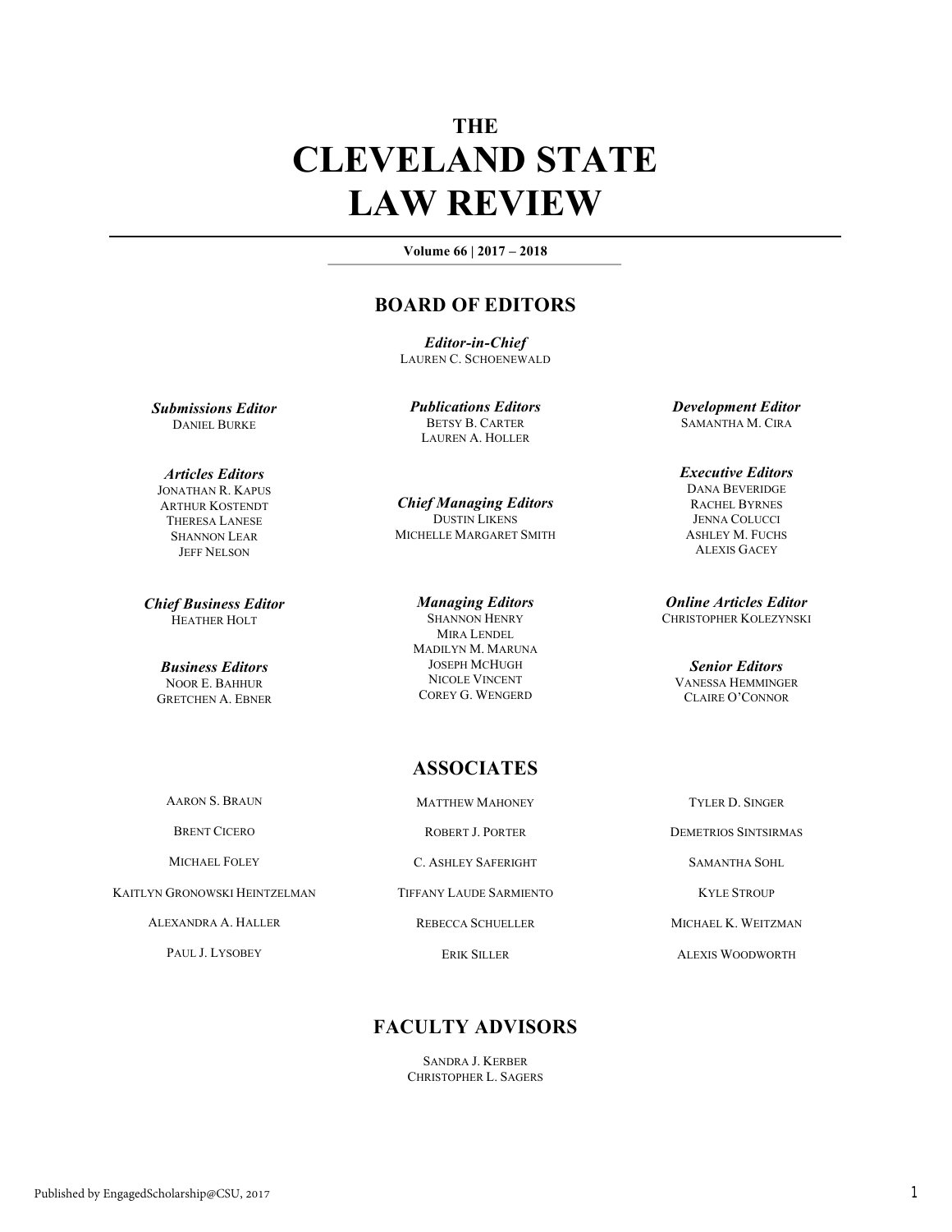# THE CLEVELAND STATE LAW REVIEW

Volume 66 | 2017 – 2018

## BOARD OF EDITORS

***Editor-in-Chief***
LAUREN C. SCHOENEWALD

***Submissions Editor***
DANIEL BURKE

***Publications Editors***
BETSY B. CARTER
LAUREN A. HOLLER

***Development Editor***
SAMANTHA M. CIRA

***Articles Editors***
JONATHAN R. KAPUS
ARTHUR KOSTENDT
THERESA LANESE
SHANNON LEAR
JEFF NELSON

***Chief Managing Editors***
DUSTIN LIKENS
MICHELLE MARGARET SMITH

***Executive Editors***
DANA BEVERIDGE
RACHEL BYRNES
JENNA COLUCCI
ASHLEY M. FUCHS
ALEXIS GACEY

***Chief Business Editor***
HEATHER HOLT

***Managing Editors***
SHANNON HENRY
MIRA LENDEL
MADILYN M. MARUNA
JOSEPH MCHUGH
NICOLE VINCENT
COREY G. WENGERD

***Online Articles Editor***
CHRISTOPHER KOLEZYNSKI

***Business Editors***
NOOR E. BAHHUR
GRETCHEN A. EBNER

***Senior Editors***
VANESSA HEMMINGER
CLAIRE O'CONNOR

## ASSOCIATES

AARON S. BRAUN
BRENT CICERO
MICHAEL FOLEY
KAITLYN GRONOWSKI HEINTZELMAN
ALEXANDRA A. HALLER
PAUL J. LYSOBEY
MATTHEW MAHONEY
ROBERT J. PORTER
C. ASHLEY SAFERIGHT
TIFFANY LAUDE SARMIENTO
REBECCA SCHUELLER
ERIK SILLER
TYLER D. SINGER
DEMETRIOS SINTSIRMAS
SAMANTHA SOHL
KYLE STROUP
MICHAEL K. WEITZMAN
ALEXIS WOODWORTH

## FACULTY ADVISORS

SANDRA J. KERBER
CHRISTOPHER L. SAGERS